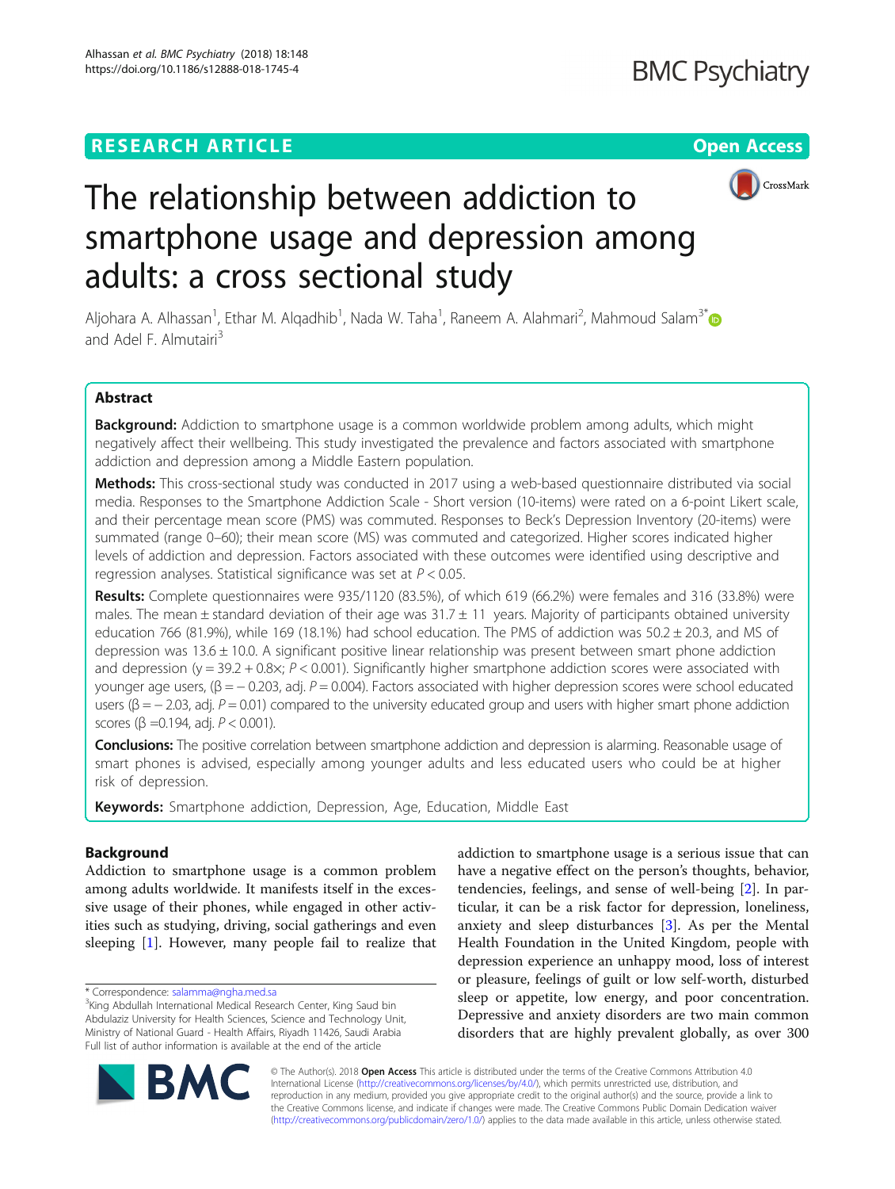# The relationship between addiction to smartphone usage and depression among adults: a cross sectional study

Aljohara A. Alhassan[1], Ethar M. Alqadhib[1], Nada W. Taha[1], Raneem A. Alahmari[2], Mahmoud Salam[3*] and Adel F. Almutairi[3]

## Abstract

**Background:** Addiction to smartphone usage is a common worldwide problem among adults, which might negatively affect their wellbeing. This study investigated the prevalence and factors associated with smartphone addiction and depression among a Middle Eastern population.

**Methods:** This cross-sectional study was conducted in 2017 using a web-based questionnaire distributed via social media. Responses to the Smartphone Addiction Scale - Short version (10-items) were rated on a 6-point Likert scale, and their percentage mean score (PMS) was commuted. Responses to Beck's Depression Inventory (20-items) were summated (range 0–60); their mean score (MS) was commuted and categorized. Higher scores indicated higher levels of addiction and depression. Factors associated with these outcomes were identified using descriptive and regression analyses. Statistical significance was set at $P < 0.05$.

**Results:** Complete questionnaires were 935/1120 (83.5%), of which 619 (66.2%) were females and 316 (33.8%) were males. The mean ± standard deviation of their age was 31.7 ± 11 years. Majority of participants obtained university education 766 (81.9%), while 169 (18.1%) had school education. The PMS of addiction was 50.2 ± 20.3, and MS of depression was 13.6 ± 10.0. A significant positive linear relationship was present between smart phone addiction and depression ($y = 39.2 + 0.8x$; $P < 0.001$). Significantly higher smartphone addiction scores were associated with younger age users, ($\beta = -0.203$, adj. $P = 0.004$). Factors associated with higher depression scores were school educated users ($\beta = -2.03$, adj. $P = 0.01$) compared to the university educated group and users with higher smart phone addiction scores ($\beta = 0.194$, adj. $P < 0.001$).

**Conclusions:** The positive correlation between smartphone addiction and depression is alarming. Reasonable usage of smart phones is advised, especially among younger adults and less educated users who could be at higher risk of depression.

**Keywords:** Smartphone addiction, Depression, Age, Education, Middle East

## Background

Addiction to smartphone usage is a common problem among adults worldwide. It manifests itself in the excessive usage of their phones, while engaged in other activities such as studying, driving, social gatherings and even sleeping [1]. However, many people fail to realize that addiction to smartphone usage is a serious issue that can have a negative effect on the person's thoughts, behavior, tendencies, feelings, and sense of well-being [2]. In particular, it can be a risk factor for depression, loneliness, anxiety and sleep disturbances [3]. As per the Mental Health Foundation in the United Kingdom, people with depression experience an unhappy mood, loss of interest or pleasure, feelings of guilt or low self-worth, disturbed sleep or appetite, low energy, and poor concentration. Depressive and anxiety disorders are two main common disorders that are highly prevalent globally, as over 300

\* Correspondence: salamma@ngha.med.sa
[3]King Abdullah International Medical Research Center, King Saud bin Abdulaziz University for Health Sciences, Science and Technology Unit, Ministry of National Guard - Health Affairs, Riyadh 11426, Saudi Arabia
Full list of author information is available at the end of the article

© The Author(s). 2018 **Open Access** This article is distributed under the terms of the Creative Commons Attribution 4.0 International License (http://creativecommons.org/licenses/by/4.0/), which permits unrestricted use, distribution, and reproduction in any medium, provided you give appropriate credit to the original author(s) and the source, provide a link to the Creative Commons license, and indicate if changes were made. The Creative Commons Public Domain Dedication waiver (http://creativecommons.org/publicdomain/zero/1.0/) applies to the data made available in this article, unless otherwise stated.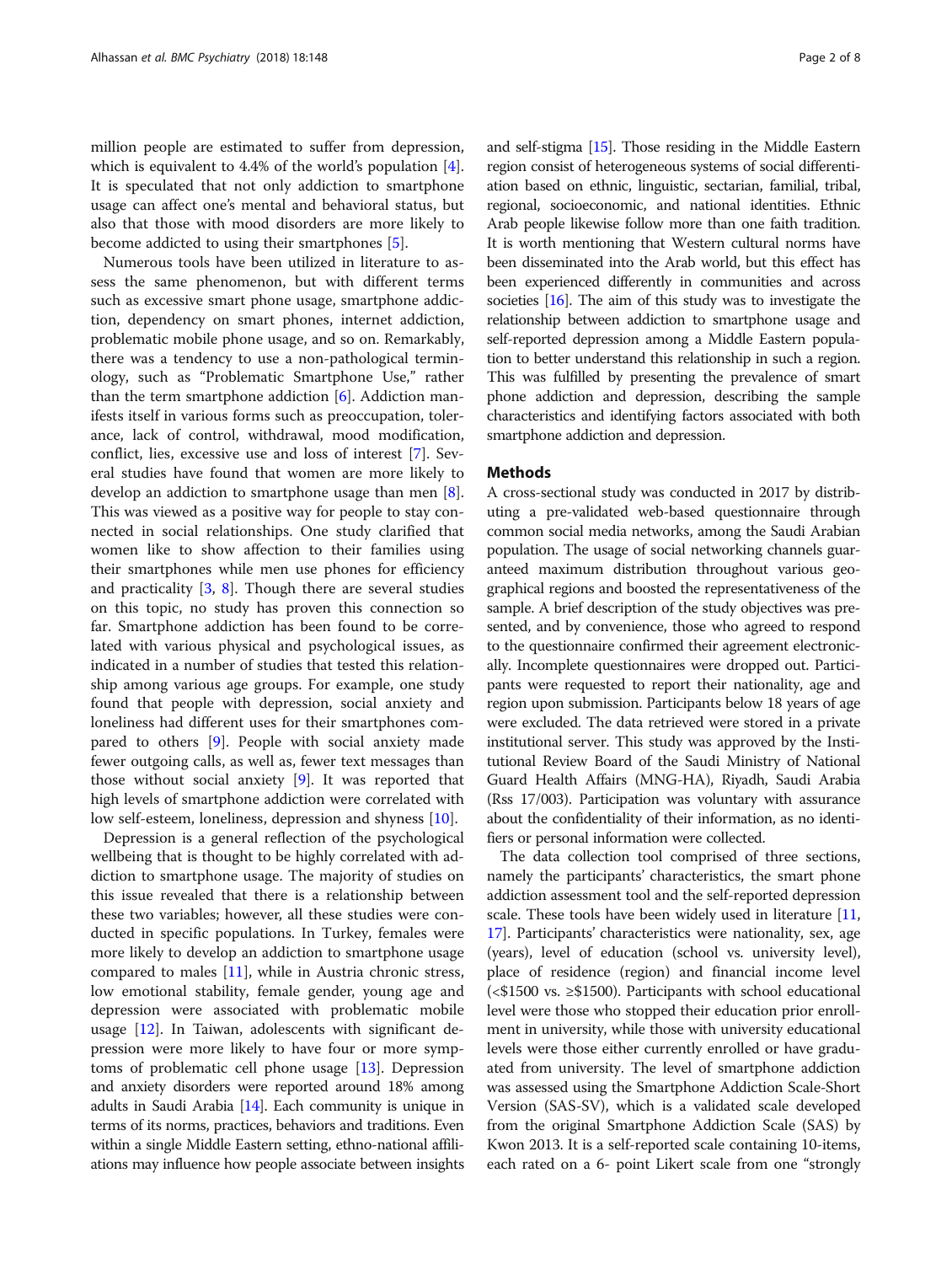million people are estimated to suffer from depression, which is equivalent to 4.4% of the world's population [4]. It is speculated that not only addiction to smartphone usage can affect one's mental and behavioral status, but also that those with mood disorders are more likely to become addicted to using their smartphones [5].

Numerous tools have been utilized in literature to assess the same phenomenon, but with different terms such as excessive smart phone usage, smartphone addiction, dependency on smart phones, internet addiction, problematic mobile phone usage, and so on. Remarkably, there was a tendency to use a non-pathological terminology, such as "Problematic Smartphone Use," rather than the term smartphone addiction [6]. Addiction manifests itself in various forms such as preoccupation, tolerance, lack of control, withdrawal, mood modification, conflict, lies, excessive use and loss of interest [7]. Several studies have found that women are more likely to develop an addiction to smartphone usage than men [8]. This was viewed as a positive way for people to stay connected in social relationships. One study clarified that women like to show affection to their families using their smartphones while men use phones for efficiency and practicality [3, 8]. Though there are several studies on this topic, no study has proven this connection so far. Smartphone addiction has been found to be correlated with various physical and psychological issues, as indicated in a number of studies that tested this relationship among various age groups. For example, one study found that people with depression, social anxiety and loneliness had different uses for their smartphones compared to others [9]. People with social anxiety made fewer outgoing calls, as well as, fewer text messages than those without social anxiety [9]. It was reported that high levels of smartphone addiction were correlated with low self-esteem, loneliness, depression and shyness [10].

Depression is a general reflection of the psychological wellbeing that is thought to be highly correlated with addiction to smartphone usage. The majority of studies on this issue revealed that there is a relationship between these two variables; however, all these studies were conducted in specific populations. In Turkey, females were more likely to develop an addiction to smartphone usage compared to males [11], while in Austria chronic stress, low emotional stability, female gender, young age and depression were associated with problematic mobile usage [12]. In Taiwan, adolescents with significant depression were more likely to have four or more symptoms of problematic cell phone usage [13]. Depression and anxiety disorders were reported around 18% among adults in Saudi Arabia [14]. Each community is unique in terms of its norms, practices, behaviors and traditions. Even within a single Middle Eastern setting, ethno-national affiliations may influence how people associate between insights and self-stigma [15]. Those residing in the Middle Eastern region consist of heterogeneous systems of social differentiation based on ethnic, linguistic, sectarian, familial, tribal, regional, socioeconomic, and national identities. Ethnic Arab people likewise follow more than one faith tradition. It is worth mentioning that Western cultural norms have been disseminated into the Arab world, but this effect has been experienced differently in communities and across societies [16]. The aim of this study was to investigate the relationship between addiction to smartphone usage and self-reported depression among a Middle Eastern population to better understand this relationship in such a region. This was fulfilled by presenting the prevalence of smart phone addiction and depression, describing the sample characteristics and identifying factors associated with both smartphone addiction and depression.

## Methods

A cross-sectional study was conducted in 2017 by distributing a pre-validated web-based questionnaire through common social media networks, among the Saudi Arabian population. The usage of social networking channels guaranteed maximum distribution throughout various geographical regions and boosted the representativeness of the sample. A brief description of the study objectives was presented, and by convenience, those who agreed to respond to the questionnaire confirmed their agreement electronically. Incomplete questionnaires were dropped out. Participants were requested to report their nationality, age and region upon submission. Participants below 18 years of age were excluded. The data retrieved were stored in a private institutional server. This study was approved by the Institutional Review Board of the Saudi Ministry of National Guard Health Affairs (MNG-HA), Riyadh, Saudi Arabia (Rss 17/003). Participation was voluntary with assurance about the confidentiality of their information, as no identifiers or personal information were collected.

The data collection tool comprised of three sections, namely the participants' characteristics, the smart phone addiction assessment tool and the self-reported depression scale. These tools have been widely used in literature [11, 17]. Participants' characteristics were nationality, sex, age (years), level of education (school vs. university level), place of residence (region) and financial income level (<$1500 vs. ≥$1500). Participants with school educational level were those who stopped their education prior enrollment in university, while those with university educational levels were those either currently enrolled or have graduated from university. The level of smartphone addiction was assessed using the Smartphone Addiction Scale-Short Version (SAS-SV), which is a validated scale developed from the original Smartphone Addiction Scale (SAS) by Kwon 2013. It is a self-reported scale containing 10-items, each rated on a 6- point Likert scale from one "strongly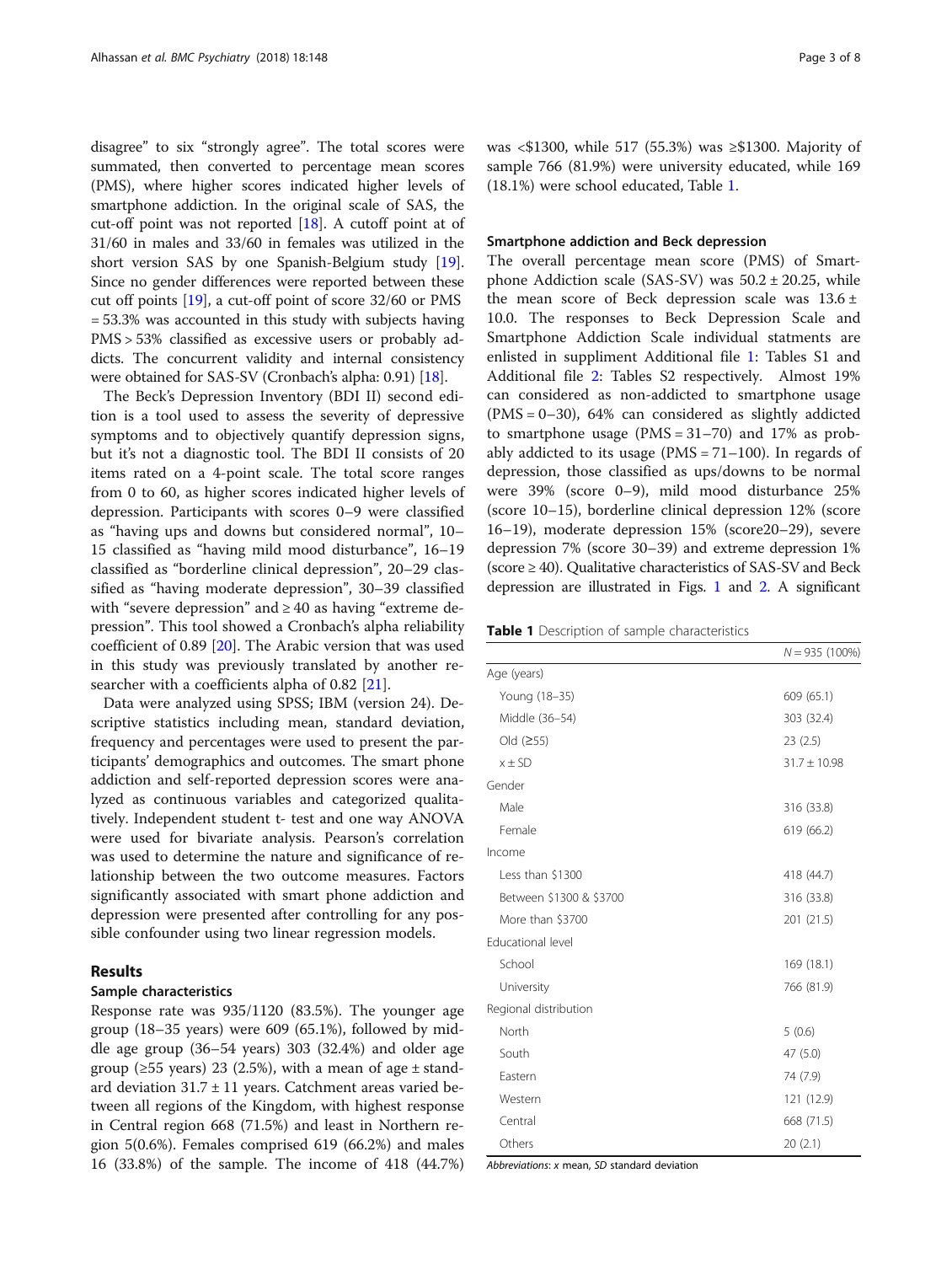disagree" to six "strongly agree". The total scores were summated, then converted to percentage mean scores (PMS), where higher scores indicated higher levels of smartphone addiction. In the original scale of SAS, the cut-off point was not reported [18]. A cutoff point at of 31/60 in males and 33/60 in females was utilized in the short version SAS by one Spanish-Belgium study [19]. Since no gender differences were reported between these cut off points [19], a cut-off point of score 32/60 or PMS = 53.3% was accounted in this study with subjects having PMS > 53% classified as excessive users or probably addicts. The concurrent validity and internal consistency were obtained for SAS-SV (Cronbach's alpha: 0.91) [18].

The Beck's Depression Inventory (BDI II) second edition is a tool used to assess the severity of depressive symptoms and to objectively quantify depression signs, but it's not a diagnostic tool. The BDI II consists of 20 items rated on a 4-point scale. The total score ranges from 0 to 60, as higher scores indicated higher levels of depression. Participants with scores 0–9 were classified as "having ups and downs but considered normal", 10–15 classified as "having mild mood disturbance", 16–19 classified as "borderline clinical depression", 20–29 classified as "having moderate depression", 30–39 classified with "severe depression" and ≥ 40 as having "extreme depression". This tool showed a Cronbach's alpha reliability coefficient of 0.89 [20]. The Arabic version that was used in this study was previously translated by another researcher with a coefficients alpha of 0.82 [21].

Data were analyzed using SPSS; IBM (version 24). Descriptive statistics including mean, standard deviation, frequency and percentages were used to present the participants' demographics and outcomes. The smart phone addiction and self-reported depression scores were analyzed as continuous variables and categorized qualitatively. Independent student t- test and one way ANOVA were used for bivariate analysis. Pearson's correlation was used to determine the nature and significance of relationship between the two outcome measures. Factors significantly associated with smart phone addiction and depression were presented after controlling for any possible confounder using two linear regression models.

## Results

### Sample characteristics

Response rate was 935/1120 (83.5%). The younger age group (18–35 years) were 609 (65.1%), followed by middle age group (36–54 years) 303 (32.4%) and older age group (≥55 years) 23 (2.5%), with a mean of age ± standard deviation 31.7 ± 11 years. Catchment areas varied between all regions of the Kingdom, with highest response in Central region 668 (71.5%) and least in Northern region 5(0.6%). Females comprised 619 (66.2%) and males 16 (33.8%) of the sample. The income of 418 (44.7%) was <$1300, while 517 (55.3%) was ≥$1300. Majority of sample 766 (81.9%) were university educated, while 169 (18.1%) were school educated, Table 1.

### Smartphone addiction and Beck depression

The overall percentage mean score (PMS) of Smartphone Addiction scale (SAS-SV) was 50.2 ± 20.25, while the mean score of Beck depression scale was 13.6 ± 10.0. The responses to Beck Depression Scale and Smartphone Addiction Scale individual statments are enlisted in suppliment Additional file 1: Tables S1 and Additional file 2: Tables S2 respectively. Almost 19% can considered as non-addicted to smartphone usage (PMS = 0–30), 64% can considered as slightly addicted to smartphone usage (PMS = 31–70) and 17% as probably addicted to its usage (PMS = 71–100). In regards of depression, those classified as ups/downs to be normal were 39% (score 0–9), mild mood disturbance 25% (score 10–15), borderline clinical depression 12% (score 16–19), moderate depression 15% (score20–29), severe depression 7% (score 30–39) and extreme depression 1% (score ≥ 40). Qualitative characteristics of SAS-SV and Beck depression are illustrated in Figs. 1 and 2. A significant

**Table 1** Description of sample characteristics

| | N = 935 (100%) |
|---|---|
| Age (years) | |
| Young (18–35) | 609 (65.1) |
| Middle (36–54) | 303 (32.4) |
| Old (≥55) | 23 (2.5) |
| x ± SD | 31.7 ± 10.98 |
| Gender | |
| Male | 316 (33.8) |
| Female | 619 (66.2) |
| Income | |
| Less than $1300 | 418 (44.7) |
| Between $1300 & $3700 | 316 (33.8) |
| More than $3700 | 201 (21.5) |
| Educational level | |
| School | 169 (18.1) |
| University | 766 (81.9) |
| Regional distribution | |
| North | 5 (0.6) |
| South | 47 (5.0) |
| Eastern | 74 (7.9) |
| Western | 121 (12.9) |
| Central | 668 (71.5) |
| Others | 20 (2.1) |

*Abbreviations*: *x* mean, *SD* standard deviation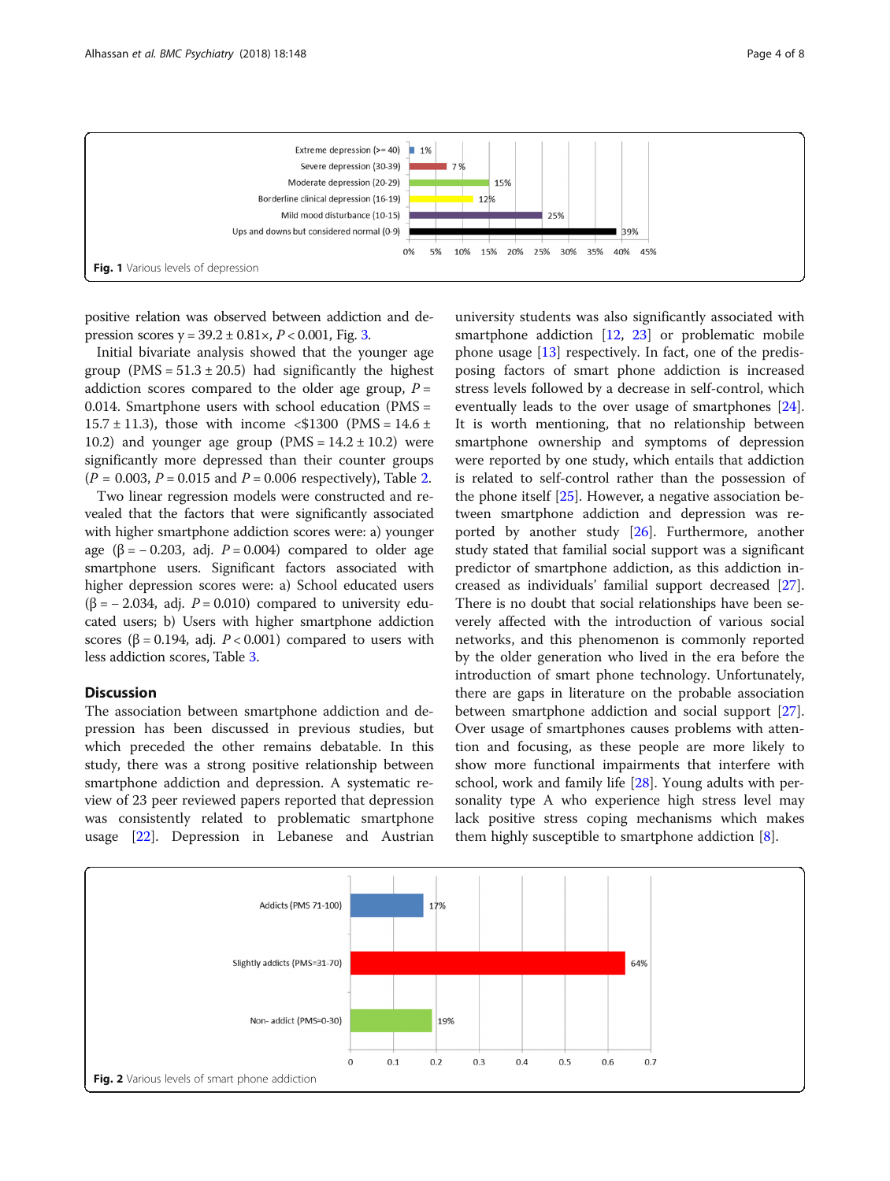Fig. 1 Various levels of depression

positive relation was observed between addiction and depression scores y = 39.2 ± 0.81×, $P < 0.001$, Fig. 3.

Initial bivariate analysis showed that the younger age group (PMS = 51.3 ± 20.5) had significantly the highest addiction scores compared to the older age group, $P = 0.014$. Smartphone users with school education (PMS = 15.7 ± 11.3), those with income <$1300 (PMS = 14.6 ± 10.2) and younger age group (PMS = 14.2 ± 10.2) were significantly more depressed than their counter groups ($P = 0.003$, $P = 0.015$ and $P = 0.006$ respectively), Table 2.

Two linear regression models were constructed and revealed that the factors that were significantly associated with higher smartphone addiction scores were: a) younger age (β = − 0.203, adj. $P = 0.004$) compared to older age smartphone users. Significant factors associated with higher depression scores were: a) School educated users (β = − 2.034, adj. $P = 0.010$) compared to university educated users; b) Users with higher smartphone addiction scores (β = 0.194, adj. $P < 0.001$) compared to users with less addiction scores, Table 3.

## Discussion

The association between smartphone addiction and depression has been discussed in previous studies, but which preceded the other remains debatable. In this study, there was a strong positive relationship between smartphone addiction and depression. A systematic review of 23 peer reviewed papers reported that depression was consistently related to problematic smartphone usage [22]. Depression in Lebanese and Austrian university students was also significantly associated with smartphone addiction [12, 23] or problematic mobile phone usage [13] respectively. In fact, one of the predisposing factors of smart phone addiction is increased stress levels followed by a decrease in self-control, which eventually leads to the over usage of smartphones [24]. It is worth mentioning, that no relationship between smartphone ownership and symptoms of depression were reported by one study, which entails that addiction is related to self-control rather than the possession of the phone itself [25]. However, a negative association between smartphone addiction and depression was reported by another study [26]. Furthermore, another study stated that familial social support was a significant predictor of smartphone addiction, as this addiction increased as individuals' familial support decreased [27]. There is no doubt that social relationships have been severely affected with the introduction of various social networks, and this phenomenon is commonly reported by the older generation who lived in the era before the introduction of smart phone technology. Unfortunately, there are gaps in literature on the probable association between smartphone addiction and social support [27]. Over usage of smartphones causes problems with attention and focusing, as these people are more likely to show more functional impairments that interfere with school, work and family life [28]. Young adults with personality type A who experience high stress level may lack positive stress coping mechanisms which makes them highly susceptible to smartphone addiction [8].

Fig. 2 Various levels of smart phone addiction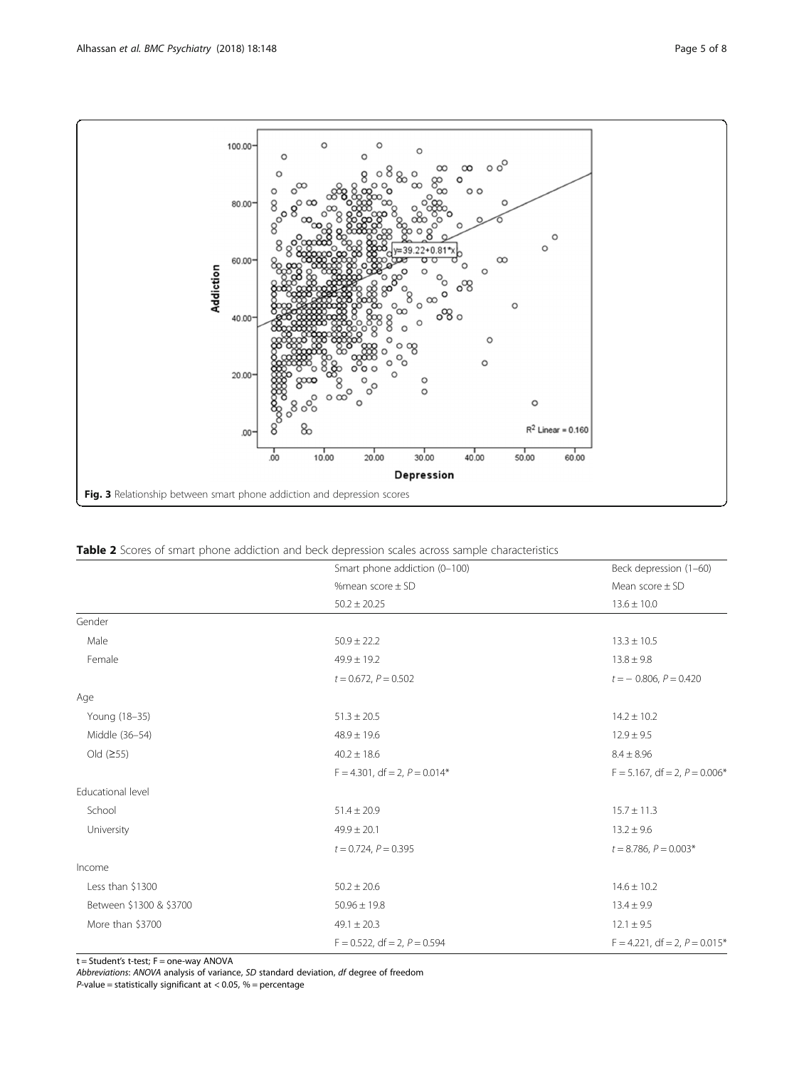**Fig. 3** Relationship between smart phone addiction and depression scores

**Table 2** Scores of smart phone addiction and beck depression scales across sample characteristics

| | Smart phone addiction (0–100) | Beck depression (1–60) |
|---|---|---|
| | %mean score ± SD | Mean score ± SD |
| | 50.2 ± 20.25 | 13.6 ± 10.0 |
| Gender | | |
| Male | 50.9 ± 22.2 | 13.3 ± 10.5 |
| Female | 49.9 ± 19.2 | 13.8 ± 9.8 |
| | $t = 0.672$, $P = 0.502$ | $t = -0.806$, $P = 0.420$ |
| Age | | |
| Young (18–35) | 51.3 ± 20.5 | 14.2 ± 10.2 |
| Middle (36–54) | 48.9 ± 19.6 | 12.9 ± 9.5 |
| Old (≥55) | 40.2 ± 18.6 | 8.4 ± 8.96 |
| | F = 4.301, df = 2, $P = 0.014$* | F = 5.167, df = 2, $P = 0.006$* |
| Educational level | | |
| School | 51.4 ± 20.9 | 15.7 ± 11.3 |
| University | 49.9 ± 20.1 | 13.2 ± 9.6 |
| | $t = 0.724$, $P = 0.395$ | $t = 8.786$, $P = 0.003$* |
| Income | | |
| Less than $1300 | 50.2 ± 20.6 | 14.6 ± 10.2 |
| Between $1300 & $3700 | 50.96 ± 19.8 | 13.4 ± 9.9 |
| More than $3700 | 49.1 ± 20.3 | 12.1 ± 9.5 |
| | F = 0.522, df = 2, $P = 0.594$ | F = 4.221, df = 2, $P = 0.015$* |

t = Student's t-test; F = one-way ANOVA

*Abbreviations*: *ANOVA* analysis of variance, *SD* standard deviation, *df* degree of freedom

*P*-value = statistically significant at < 0.05, % = percentage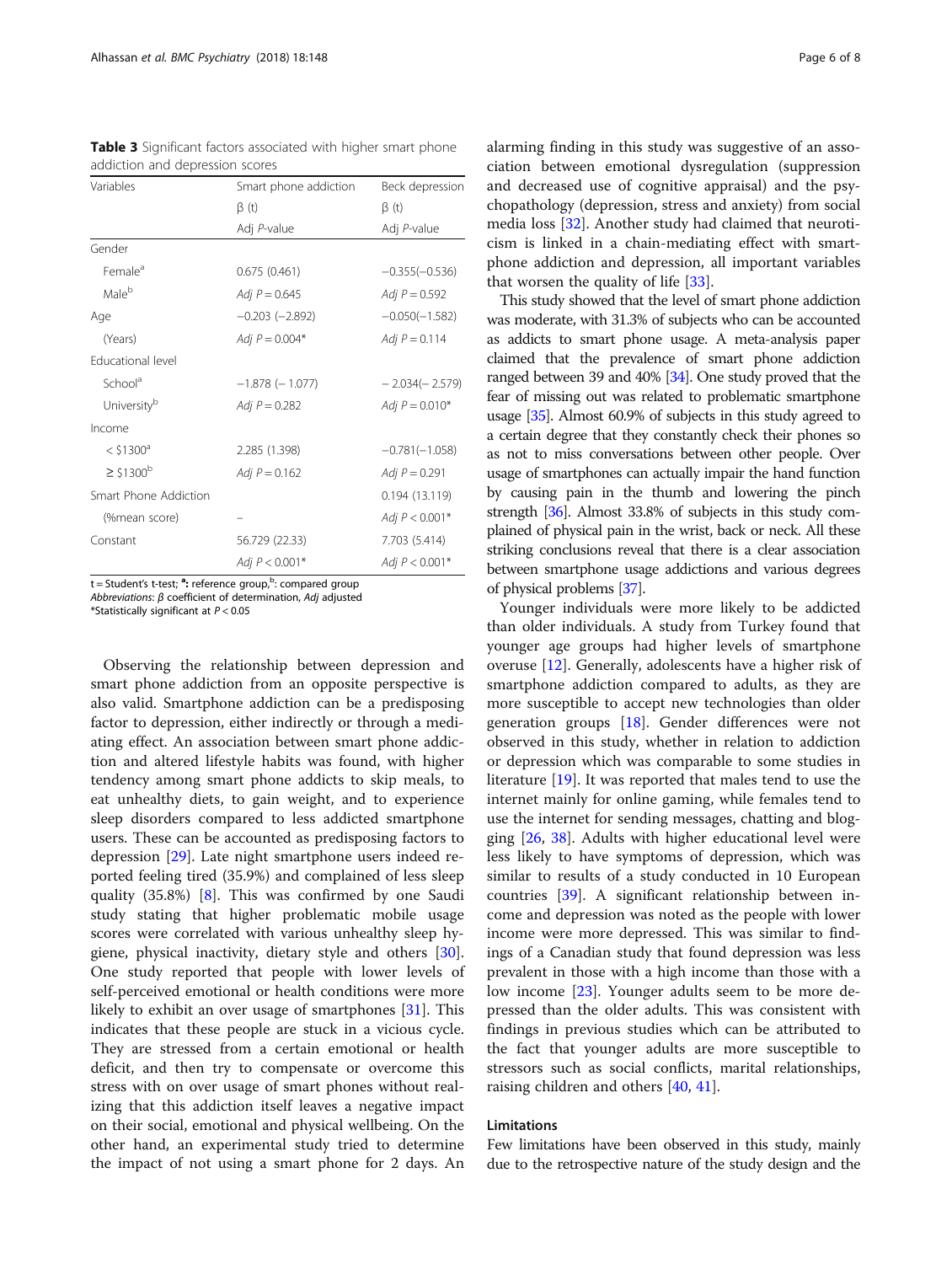**Table 3** Significant factors associated with higher smart phone addiction and depression scores

| Variables | Smart phone addiction | Beck depression |
|---|---|---|
| | β (t) | β (t) |
| | Adj *P*-value | Adj *P*-value |
| Gender | | |
| Female[a] | 0.675 (0.461) | −0.355(−0.536) |
| Male[b] | *Adj P* = 0.645 | *Adj P* = 0.592 |
| Age | −0.203 (−2.892) | −0.050(−1.582) |
| (Years) | *Adj P* = 0.004* | *Adj P* = 0.114 |
| Educational level | | |
| School[a] | −1.878 (− 1.077) | − 2.034(− 2.579) |
| University[b] | *Adj P* = 0.282 | *Adj P* = 0.010* |
| Income | | |
| < $1300[a] | 2.285 (1.398) | −0.781(−1.058) |
| ≥ $1300[b] | *Adj P* = 0.162 | *Adj P* = 0.291 |
| Smart Phone Addiction | | 0.194 (13.119) |
| (%mean score) | – | *Adj P* < 0.001* |
| Constant | 56.729 (22.33) | 7.703 (5.414) |
| | *Adj P* < 0.001* | *Adj P* < 0.001* |

t = Student's t-test; [a]: reference group,[b]: compared group
*Abbreviations*: *β* coefficient of determination, *Adj* adjusted
*Statistically significant at $P < 0.05$

Observing the relationship between depression and smart phone addiction from an opposite perspective is also valid. Smartphone addiction can be a predisposing factor to depression, either indirectly or through a mediating effect. An association between smart phone addiction and altered lifestyle habits was found, with higher tendency among smart phone addicts to skip meals, to eat unhealthy diets, to gain weight, and to experience sleep disorders compared to less addicted smartphone users. These can be accounted as predisposing factors to depression [29]. Late night smartphone users indeed reported feeling tired (35.9%) and complained of less sleep quality (35.8%) [8]. This was confirmed by one Saudi study stating that higher problematic mobile usage scores were correlated with various unhealthy sleep hygiene, physical inactivity, dietary style and others [30]. One study reported that people with lower levels of self-perceived emotional or health conditions were more likely to exhibit an over usage of smartphones [31]. This indicates that these people are stuck in a vicious cycle. They are stressed from a certain emotional or health deficit, and then try to compensate or overcome this stress with on over usage of smart phones without realizing that this addiction itself leaves a negative impact on their social, emotional and physical wellbeing. On the other hand, an experimental study tried to determine the impact of not using a smart phone for 2 days. An alarming finding in this study was suggestive of an association between emotional dysregulation (suppression and decreased use of cognitive appraisal) and the psychopathology (depression, stress and anxiety) from social media loss [32]. Another study had claimed that neuroticism is linked in a chain-mediating effect with smartphone addiction and depression, all important variables that worsen the quality of life [33].

This study showed that the level of smart phone addiction was moderate, with 31.3% of subjects who can be accounted as addicts to smart phone usage. A meta-analysis paper claimed that the prevalence of smart phone addiction ranged between 39 and 40% [34]. One study proved that the fear of missing out was related to problematic smartphone usage [35]. Almost 60.9% of subjects in this study agreed to a certain degree that they constantly check their phones so as not to miss conversations between other people. Over usage of smartphones can actually impair the hand function by causing pain in the thumb and lowering the pinch strength [36]. Almost 33.8% of subjects in this study complained of physical pain in the wrist, back or neck. All these striking conclusions reveal that there is a clear association between smartphone usage addictions and various degrees of physical problems [37].

Younger individuals were more likely to be addicted than older individuals. A study from Turkey found that younger age groups had higher levels of smartphone overuse [12]. Generally, adolescents have a higher risk of smartphone addiction compared to adults, as they are more susceptible to accept new technologies than older generation groups [18]. Gender differences were not observed in this study, whether in relation to addiction or depression which was comparable to some studies in literature [19]. It was reported that males tend to use the internet mainly for online gaming, while females tend to use the internet for sending messages, chatting and blogging [26, 38]. Adults with higher educational level were less likely to have symptoms of depression, which was similar to results of a study conducted in 10 European countries [39]. A significant relationship between income and depression was noted as the people with lower income were more depressed. This was similar to findings of a Canadian study that found depression was less prevalent in those with a high income than those with a low income [23]. Younger adults seem to be more depressed than the older adults. This was consistent with findings in previous studies which can be attributed to the fact that younger adults are more susceptible to stressors such as social conflicts, marital relationships, raising children and others [40, 41].

## Limitations

Few limitations have been observed in this study, mainly due to the retrospective nature of the study design and the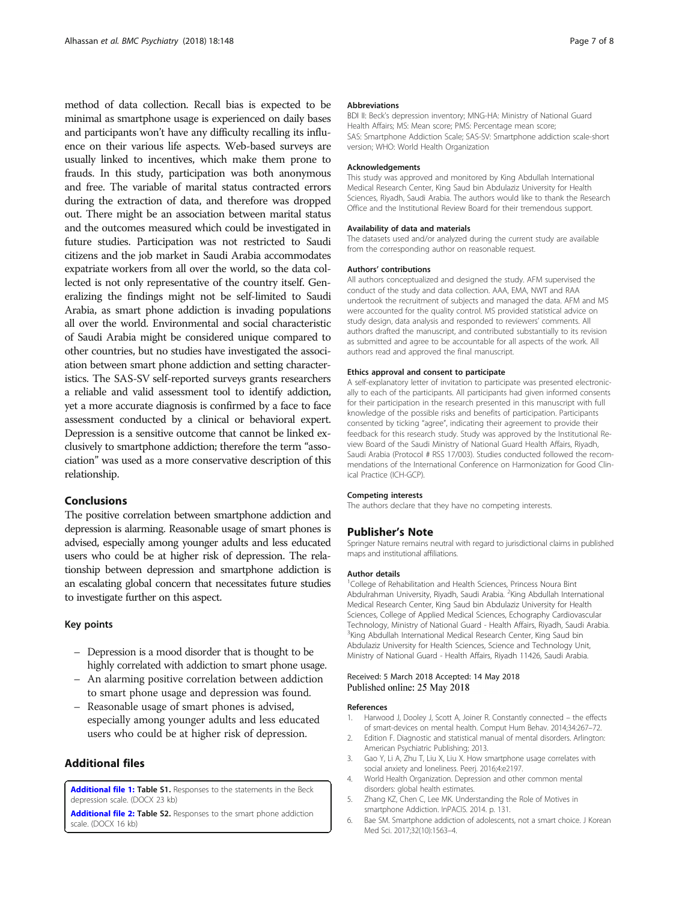method of data collection. Recall bias is expected to be minimal as smartphone usage is experienced on daily bases and participants won't have any difficulty recalling its influence on their various life aspects. Web-based surveys are usually linked to incentives, which make them prone to frauds. In this study, participation was both anonymous and free. The variable of marital status contracted errors during the extraction of data, and therefore was dropped out. There might be an association between marital status and the outcomes measured which could be investigated in future studies. Participation was not restricted to Saudi citizens and the job market in Saudi Arabia accommodates expatriate workers from all over the world, so the data collected is not only representative of the country itself. Generalizing the findings might not be self-limited to Saudi Arabia, as smart phone addiction is invading populations all over the world. Environmental and social characteristic of Saudi Arabia might be considered unique compared to other countries, but no studies have investigated the association between smart phone addiction and setting characteristics. The SAS-SV self-reported surveys grants researchers a reliable and valid assessment tool to identify addiction, yet a more accurate diagnosis is confirmed by a face to face assessment conducted by a clinical or behavioral expert. Depression is a sensitive outcome that cannot be linked exclusively to smartphone addiction; therefore the term "association" was used as a more conservative description of this relationship.

## Conclusions

The positive correlation between smartphone addiction and depression is alarming. Reasonable usage of smart phones is advised, especially among younger adults and less educated users who could be at higher risk of depression. The relationship between depression and smartphone addiction is an escalating global concern that necessitates future studies to investigate further on this aspect.

### Key points

- Depression is a mood disorder that is thought to be highly correlated with addiction to smart phone usage.
- An alarming positive correlation between addiction to smart phone usage and depression was found.
- Reasonable usage of smart phones is advised, especially among younger adults and less educated users who could be at higher risk of depression.

## Additional files

**Additional file 1: Table S1.** Responses to the statements in the Beck depression scale. (DOCX 23 kb)

**Additional file 2: Table S2.** Responses to the smart phone addiction scale. (DOCX 16 kb)

#### Abbreviations

BDI II: Beck's depression inventory; MNG-HA: Ministry of National Guard Health Affairs; MS: Mean score; PMS: Percentage mean score; SAS: Smartphone Addiction Scale; SAS-SV: Smartphone addiction scale-short version; WHO: World Health Organization

#### Acknowledgements

This study was approved and monitored by King Abdullah International Medical Research Center, King Saud bin Abdulaziz University for Health Sciences, Riyadh, Saudi Arabia. The authors would like to thank the Research Office and the Institutional Review Board for their tremendous support.

#### Availability of data and materials

The datasets used and/or analyzed during the current study are available from the corresponding author on reasonable request.

#### Authors' contributions

All authors conceptualized and designed the study. AFM supervised the conduct of the study and data collection. AAA, EMA, NWT and RAA undertook the recruitment of subjects and managed the data. AFM and MS were accounted for the quality control. MS provided statistical advice on study design, data analysis and responded to reviewers' comments. All authors drafted the manuscript, and contributed substantially to its revision as submitted and agree to be accountable for all aspects of the work. All authors read and approved the final manuscript.

#### Ethics approval and consent to participate

A self-explanatory letter of invitation to participate was presented electronically to each of the participants. All participants had given informed consents for their participation in the research presented in this manuscript with full knowledge of the possible risks and benefits of participation. Participants consented by ticking "agree", indicating their agreement to provide their feedback for this research study. Study was approved by the Institutional Review Board of the Saudi Ministry of National Guard Health Affairs, Riyadh, Saudi Arabia (Protocol # RSS 17/003). Studies conducted followed the recommendations of the International Conference on Harmonization for Good Clinical Practice (ICH-GCP).

#### Competing interests

The authors declare that they have no competing interests.

## Publisher's Note

Springer Nature remains neutral with regard to jurisdictional claims in published maps and institutional affiliations.

#### Author details

[1]College of Rehabilitation and Health Sciences, Princess Noura Bint Abdulrahman University, Riyadh, Saudi Arabia. [2]King Abdullah International Medical Research Center, King Saud bin Abdulaziz University for Health Sciences, College of Applied Medical Sciences, Echography Cardiovascular Technology, Ministry of National Guard - Health Affairs, Riyadh, Saudi Arabia. [3]King Abdullah International Medical Research Center, King Saud bin Abdulaziz University for Health Sciences, Science and Technology Unit, Ministry of National Guard - Health Affairs, Riyadh 11426, Saudi Arabia.

Received: 5 March 2018 Accepted: 14 May 2018
Published online: 25 May 2018

#### References

1. Harwood J, Dooley J, Scott A, Joiner R. Constantly connected – the effects of smart-devices on mental health. Comput Hum Behav. 2014;34:267–72.
2. Edition F. Diagnostic and statistical manual of mental disorders. Arlington: American Psychiatric Publishing; 2013.
3. Gao Y, Li A, Zhu T, Liu X, Liu X. How smartphone usage correlates with social anxiety and loneliness. Peerj. 2016;4:e2197.
4. World Health Organization. Depression and other common mental disorders: global health estimates.
5. Zhang KZ, Chen C, Lee MK. Understanding the Role of Motives in smartphone Addiction. InPACIS. 2014. p. 131.
6. Bae SM. Smartphone addiction of adolescents, not a smart choice. J Korean Med Sci. 2017;32(10):1563–4.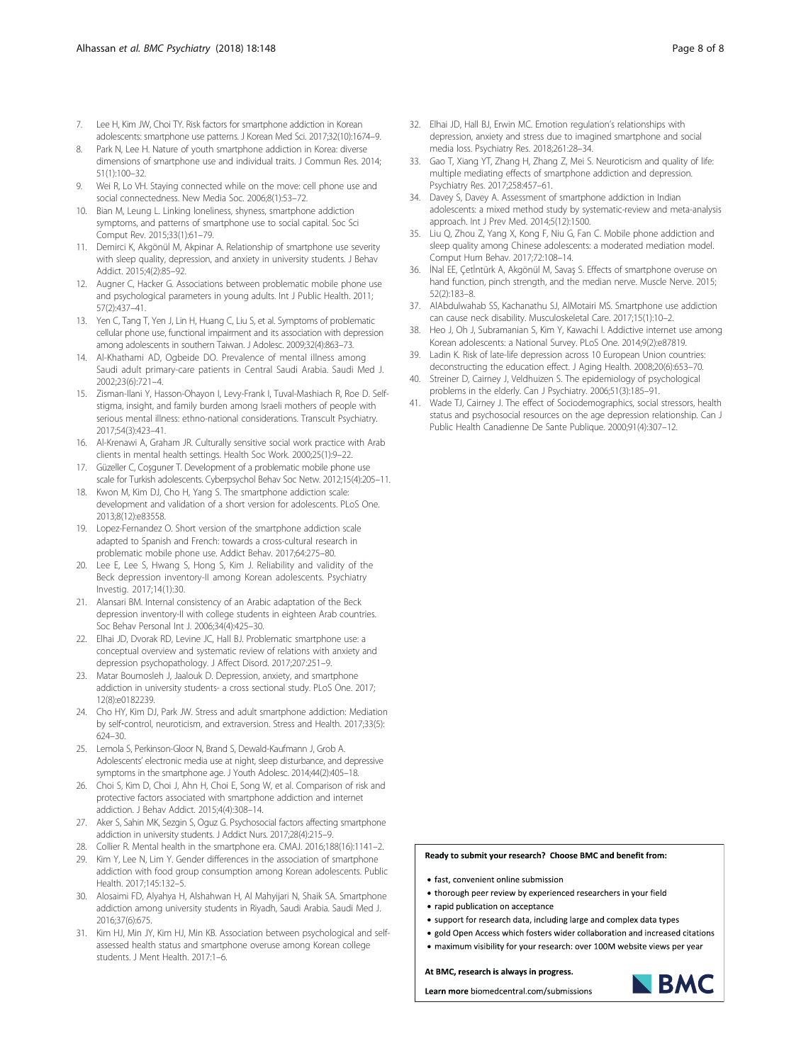7. Lee H, Kim JW, Choi TY. Risk factors for smartphone addiction in Korean adolescents: smartphone use patterns. J Korean Med Sci. 2017;32(10):1674–9.
8. Park N, Lee H. Nature of youth smartphone addiction in Korea: diverse dimensions of smartphone use and individual traits. J Commun Res. 2014; 51(1):100–32.
9. Wei R, Lo VH. Staying connected while on the move: cell phone use and social connectedness. New Media Soc. 2006;8(1):53–72.
10. Bian M, Leung L. Linking loneliness, shyness, smartphone addiction symptoms, and patterns of smartphone use to social capital. Soc Sci Comput Rev. 2015;33(1):61–79.
11. Demirci K, Akgönül M, Akpinar A. Relationship of smartphone use severity with sleep quality, depression, and anxiety in university students. J Behav Addict. 2015;4(2):85–92.
12. Augner C, Hacker G. Associations between problematic mobile phone use and psychological parameters in young adults. Int J Public Health. 2011; 57(2):437–41.
13. Yen C, Tang T, Yen J, Lin H, Huang C, Liu S, et al. Symptoms of problematic cellular phone use, functional impairment and its association with depression among adolescents in southern Taiwan. J Adolesc. 2009;32(4):863–73.
14. Al-Khathami AD, Ogbeide DO. Prevalence of mental illness among Saudi adult primary-care patients in Central Saudi Arabia. Saudi Med J. 2002;23(6):721–4.
15. Zisman-Ilani Y, Hasson-Ohayon I, Levy-Frank I, Tuval-Mashiach R, Roe D. Self-stigma, insight, and family burden among Israeli mothers of people with serious mental illness: ethno-national considerations. Transcult Psychiatry. 2017;54(3):423–41.
16. Al-Krenawi A, Graham JR. Culturally sensitive social work practice with Arab clients in mental health settings. Health Soc Work. 2000;25(1):9–22.
17. Güzeller C, Coşguner T. Development of a problematic mobile phone use scale for Turkish adolescents. Cyberpsychol Behav Soc Netw. 2012;15(4):205–11.
18. Kwon M, Kim DJ, Cho H, Yang S. The smartphone addiction scale: development and validation of a short version for adolescents. PLoS One. 2013;8(12):e83558.
19. Lopez-Fernandez O. Short version of the smartphone addiction scale adapted to Spanish and French: towards a cross-cultural research in problematic mobile phone use. Addict Behav. 2017;64:275–80.
20. Lee E, Lee S, Hwang S, Hong S, Kim J. Reliability and validity of the Beck depression inventory-II among Korean adolescents. Psychiatry Investig. 2017;14(1):30.
21. Alansari BM. Internal consistency of an Arabic adaptation of the Beck depression inventory-II with college students in eighteen Arab countries. Soc Behav Personal Int J. 2006;34(4):425–30.
22. Elhai JD, Dvorak RD, Levine JC, Hall BJ. Problematic smartphone use: a conceptual overview and systematic review of relations with anxiety and depression psychopathology. J Affect Disord. 2017;207:251–9.
23. Matar Boumosleh J, Jaalouk D. Depression, anxiety, and smartphone addiction in university students- a cross sectional study. PLoS One. 2017; 12(8):e0182239.
24. Cho HY, Kim DJ, Park JW. Stress and adult smartphone addiction: Mediation by self-control, neuroticism, and extraversion. Stress and Health. 2017;33(5): 624–30.
25. Lemola S, Perkinson-Gloor N, Brand S, Dewald-Kaufmann J, Grob A. Adolescents' electronic media use at night, sleep disturbance, and depressive symptoms in the smartphone age. J Youth Adolesc. 2014;44(2):405–18.
26. Choi S, Kim D, Choi J, Ahn H, Choi E, Song W, et al. Comparison of risk and protective factors associated with smartphone addiction and internet addiction. J Behav Addict. 2015;4(4):308–14.
27. Aker S, Sahin MK, Sezgin S, Oguz G. Psychosocial factors affecting smartphone addiction in university students. J Addict Nurs. 2017;28(4):215–9.
28. Collier R. Mental health in the smartphone era. CMAJ. 2016;188(16):1141–2.
29. Kim Y, Lee N, Lim Y. Gender differences in the association of smartphone addiction with food group consumption among Korean adolescents. Public Health. 2017;145:132–5.
30. Alosaimi FD, Alyahya H, Alshahwan H, Al Mahyijari N, Shaik SA. Smartphone addiction among university students in Riyadh, Saudi Arabia. Saudi Med J. 2016;37(6):675.
31. Kim HJ, Min JY, Kim HJ, Min KB. Association between psychological and self-assessed health status and smartphone overuse among Korean college students. J Ment Health. 2017:1–6.
32. Elhai JD, Hall BJ, Erwin MC. Emotion regulation's relationships with depression, anxiety and stress due to imagined smartphone and social media loss. Psychiatry Res. 2018;261:28–34.
33. Gao T, Xiang YT, Zhang H, Zhang Z, Mei S. Neuroticism and quality of life: multiple mediating effects of smartphone addiction and depression. Psychiatry Res. 2017;258:457–61.
34. Davey S, Davey A. Assessment of smartphone addiction in Indian adolescents: a mixed method study by systematic-review and meta-analysis approach. Int J Prev Med. 2014;5(12):1500.
35. Liu Q, Zhou Z, Yang X, Kong F, Niu G, Fan C. Mobile phone addiction and sleep quality among Chinese adolescents: a moderated mediation model. Comput Hum Behav. 2017;72:108–14.
36. İNal EE, Çetİntürk A, Akgönül M, Savaş S. Effects of smartphone overuse on hand function, pinch strength, and the median nerve. Muscle Nerve. 2015; 52(2):183–8.
37. AlAbdulwahab SS, Kachanathu SJ, AlMotairi MS. Smartphone use addiction can cause neck disability. Musculoskeletal Care. 2017;15(1):10–2.
38. Heo J, Oh J, Subramanian S, Kim Y, Kawachi I. Addictive internet use among Korean adolescents: a National Survey. PLoS One. 2014;9(2):e87819.
39. Ladin K. Risk of late-life depression across 10 European Union countries: deconstructing the education effect. J Aging Health. 2008;20(6):653–70.
40. Streiner D, Cairney J, Veldhuizen S. The epidemiology of psychological problems in the elderly. Can J Psychiatry. 2006;51(3):185–91.
41. Wade TJ, Cairney J. The effect of Sociodemographics, social stressors, health status and psychosocial resources on the age depression relationship. Can J Public Health Canadienne De Sante Publique. 2000;91(4):307–12.

**Ready to submit your research? Choose BMC and benefit from:**

- fast, convenient online submission
- thorough peer review by experienced researchers in your field
- rapid publication on acceptance
- support for research data, including large and complex data types
- gold Open Access which fosters wider collaboration and increased citations
- maximum visibility for your research: over 100M website views per year

**At BMC, research is always in progress.**

**Learn more** biomedcentral.com/submissions

BMC